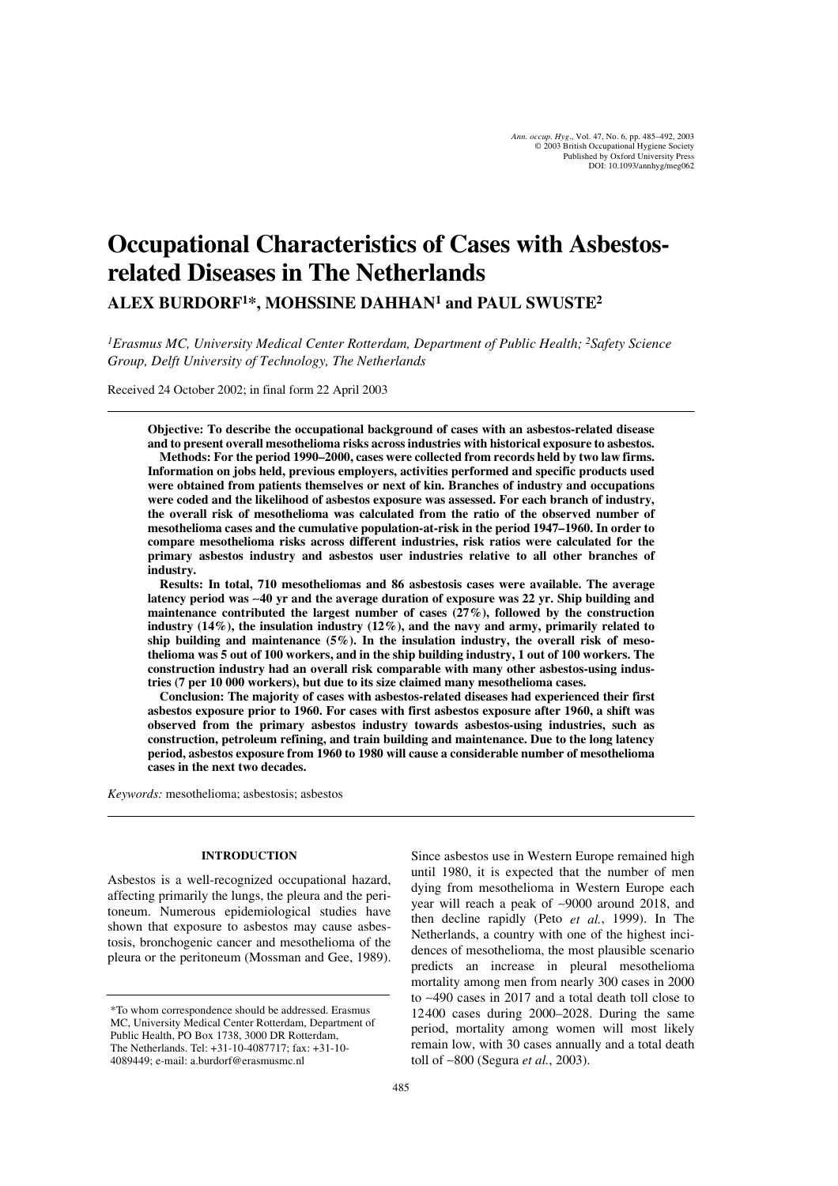# Occupational Characteristics of Cases with Asbestos-related Diseases in The Netherlands

**ALEX BURDORF[1]\*, MOHSSINE DAHHAN[1] and PAUL SWUSTE[2]**

*[1]Erasmus MC, University Medical Center Rotterdam, Department of Public Health; [2]Safety Science Group, Delft University of Technology, The Netherlands*

Received 24 October 2002; in final form 22 April 2003

**Objective: To describe the occupational background of cases with an asbestos-related disease and to present overall mesothelioma risks across industries with historical exposure to asbestos.**

**Methods: For the period 1990–2000, cases were collected from records held by two law firms. Information on jobs held, previous employers, activities performed and specific products used were obtained from patients themselves or next of kin. Branches of industry and occupations were coded and the likelihood of asbestos exposure was assessed. For each branch of industry, the overall risk of mesothelioma was calculated from the ratio of the observed number of mesothelioma cases and the cumulative population-at-risk in the period 1947–1960. In order to compare mesothelioma risks across different industries, risk ratios were calculated for the primary asbestos industry and asbestos user industries relative to all other branches of industry.**

**Results: In total, 710 mesotheliomas and 86 asbestosis cases were available. The average latency period was ~40 yr and the average duration of exposure was 22 yr. Ship building and maintenance contributed the largest number of cases (27%), followed by the construction industry (14%), the insulation industry (12%), and the navy and army, primarily related to ship building and maintenance (5%). In the insulation industry, the overall risk of mesothelioma was 5 out of 100 workers, and in the ship building industry, 1 out of 100 workers. The construction industry had an overall risk comparable with many other asbestos-using industries (7 per 10 000 workers), but due to its size claimed many mesothelioma cases.**

**Conclusion: The majority of cases with asbestos-related diseases had experienced their first asbestos exposure prior to 1960. For cases with first asbestos exposure after 1960, a shift was observed from the primary asbestos industry towards asbestos-using industries, such as construction, petroleum refining, and train building and maintenance. Due to the long latency period, asbestos exposure from 1960 to 1980 will cause a considerable number of mesothelioma cases in the next two decades.**

*Keywords:* mesothelioma; asbestosis; asbestos

## INTRODUCTION

Asbestos is a well-recognized occupational hazard, affecting primarily the lungs, the pleura and the peritoneum. Numerous epidemiological studies have shown that exposure to asbestos may cause asbestosis, bronchogenic cancer and mesothelioma of the pleura or the peritoneum (Mossman and Gee, 1989). Since asbestos use in Western Europe remained high until 1980, it is expected that the number of men dying from mesothelioma in Western Europe each year will reach a peak of ~9000 around 2018, and then decline rapidly (Peto *et al.*, 1999). In The Netherlands, a country with one of the highest incidences of mesothelioma, the most plausible scenario predicts an increase in pleural mesothelioma mortality among men from nearly 300 cases in 2000 to ~490 cases in 2017 and a total death toll close to 12400 cases during 2000–2028. During the same period, mortality among women will most likely remain low, with 30 cases annually and a total death toll of ~800 (Segura *et al.*, 2003).

\*To whom correspondence should be addressed. Erasmus MC, University Medical Center Rotterdam, Department of Public Health, PO Box 1738, 3000 DR Rotterdam, The Netherlands. Tel: +31-10-4087717; fax: +31-10-4089449; e-mail: a.burdorf@erasmusmc.nl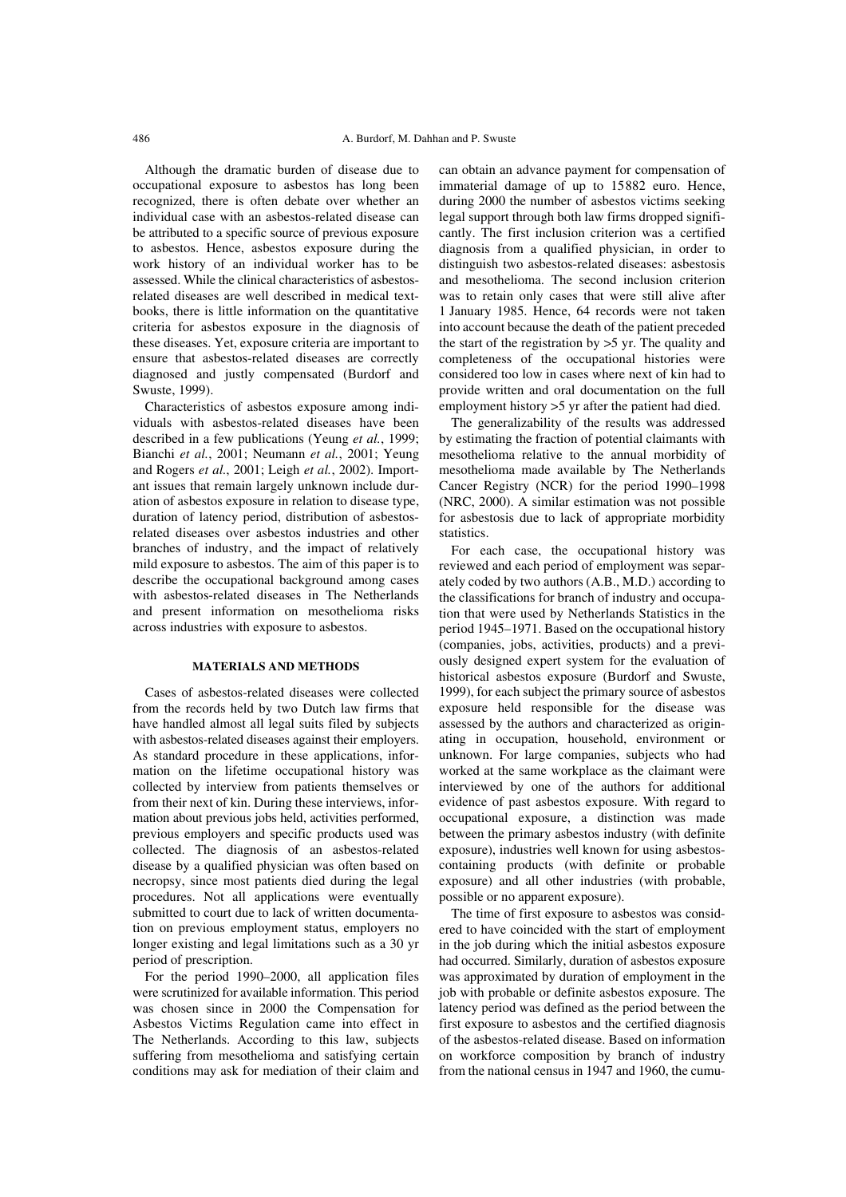Although the dramatic burden of disease due to occupational exposure to asbestos has long been recognized, there is often debate over whether an individual case with an asbestos-related disease can be attributed to a specific source of previous exposure to asbestos. Hence, asbestos exposure during the work history of an individual worker has to be assessed. While the clinical characteristics of asbestos-related diseases are well described in medical textbooks, there is little information on the quantitative criteria for asbestos exposure in the diagnosis of these diseases. Yet, exposure criteria are important to ensure that asbestos-related diseases are correctly diagnosed and justly compensated (Burdorf and Swuste, 1999).

Characteristics of asbestos exposure among individuals with asbestos-related diseases have been described in a few publications (Yeung *et al.*, 1999; Bianchi *et al.*, 2001; Neumann *et al.*, 2001; Yeung and Rogers *et al.*, 2001; Leigh *et al.*, 2002). Important issues that remain largely unknown include duration of asbestos exposure in relation to disease type, duration of latency period, distribution of asbestos-related diseases over asbestos industries and other branches of industry, and the impact of relatively mild exposure to asbestos. The aim of this paper is to describe the occupational background among cases with asbestos-related diseases in The Netherlands and present information on mesothelioma risks across industries with exposure to asbestos.

## MATERIALS AND METHODS

Cases of asbestos-related diseases were collected from the records held by two Dutch law firms that have handled almost all legal suits filed by subjects with asbestos-related diseases against their employers. As standard procedure in these applications, information on the lifetime occupational history was collected by interview from patients themselves or from their next of kin. During these interviews, information about previous jobs held, activities performed, previous employers and specific products used was collected. The diagnosis of an asbestos-related disease by a qualified physician was often based on necropsy, since most patients died during the legal procedures. Not all applications were eventually submitted to court due to lack of written documentation on previous employment status, employers no longer existing and legal limitations such as a 30 yr period of prescription.

For the period 1990–2000, all application files were scrutinized for available information. This period was chosen since in 2000 the Compensation for Asbestos Victims Regulation came into effect in The Netherlands. According to this law, subjects suffering from mesothelioma and satisfying certain conditions may ask for mediation of their claim and can obtain an advance payment for compensation of immaterial damage of up to 15882 euro. Hence, during 2000 the number of asbestos victims seeking legal support through both law firms dropped significantly. The first inclusion criterion was a certified diagnosis from a qualified physician, in order to distinguish two asbestos-related diseases: asbestosis and mesothelioma. The second inclusion criterion was to retain only cases that were still alive after 1 January 1985. Hence, 64 records were not taken into account because the death of the patient preceded the start of the registration by >5 yr. The quality and completeness of the occupational histories were considered too low in cases where next of kin had to provide written and oral documentation on the full employment history >5 yr after the patient had died.

The generalizability of the results was addressed by estimating the fraction of potential claimants with mesothelioma relative to the annual morbidity of mesothelioma made available by The Netherlands Cancer Registry (NCR) for the period 1990–1998 (NRC, 2000). A similar estimation was not possible for asbestosis due to lack of appropriate morbidity statistics.

For each case, the occupational history was reviewed and each period of employment was separately coded by two authors (A.B., M.D.) according to the classifications for branch of industry and occupation that were used by Netherlands Statistics in the period 1945–1971. Based on the occupational history (companies, jobs, activities, products) and a previously designed expert system for the evaluation of historical asbestos exposure (Burdorf and Swuste, 1999), for each subject the primary source of asbestos exposure held responsible for the disease was assessed by the authors and characterized as originating in occupation, household, environment or unknown. For large companies, subjects who had worked at the same workplace as the claimant were interviewed by one of the authors for additional evidence of past asbestos exposure. With regard to occupational exposure, a distinction was made between the primary asbestos industry (with definite exposure), industries well known for using asbestos-containing products (with definite or probable exposure) and all other industries (with probable, possible or no apparent exposure).

The time of first exposure to asbestos was considered to have coincided with the start of employment in the job during which the initial asbestos exposure had occurred. Similarly, duration of asbestos exposure was approximated by duration of employment in the job with probable or definite asbestos exposure. The latency period was defined as the period between the first exposure to asbestos and the certified diagnosis of the asbestos-related disease. Based on information on workforce composition by branch of industry from the national census in 1947 and 1960, the cumu-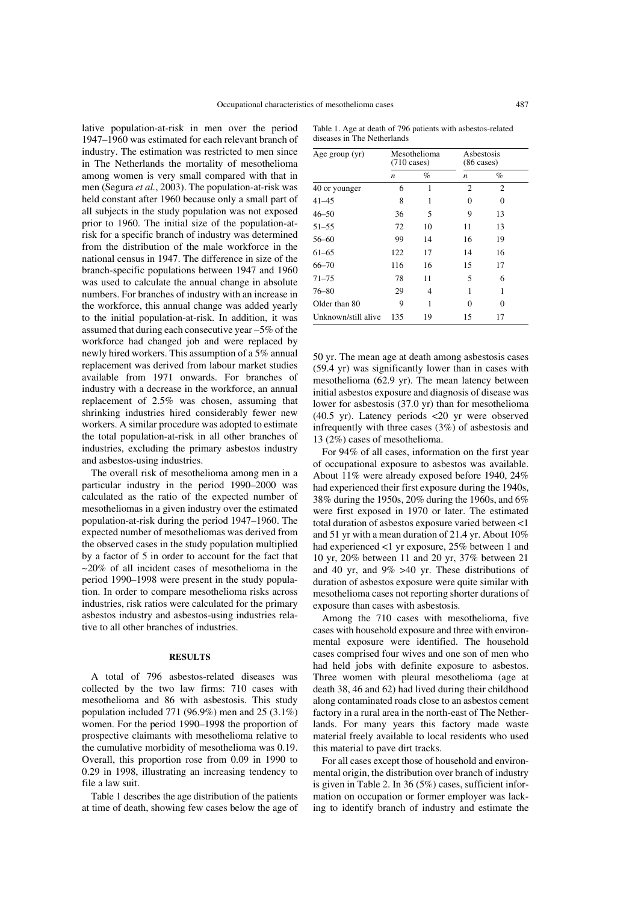lative population-at-risk in men over the period 1947–1960 was estimated for each relevant branch of industry. The estimation was restricted to men since in The Netherlands the mortality of mesothelioma among women is very small compared with that in men (Segura *et al.*, 2003). The population-at-risk was held constant after 1960 because only a small part of all subjects in the study population was not exposed prior to 1960. The initial size of the population-at-risk for a specific branch of industry was determined from the distribution of the male workforce in the national census in 1947. The difference in size of the branch-specific populations between 1947 and 1960 was used to calculate the annual change in absolute numbers. For branches of industry with an increase in the workforce, this annual change was added yearly to the initial population-at-risk. In addition, it was assumed that during each consecutive year ~5% of the workforce had changed job and were replaced by newly hired workers. This assumption of a 5% annual replacement was derived from labour market studies available from 1971 onwards. For branches of industry with a decrease in the workforce, an annual replacement of 2.5% was chosen, assuming that shrinking industries hired considerably fewer new workers. A similar procedure was adopted to estimate the total population-at-risk in all other branches of industries, excluding the primary asbestos industry and asbestos-using industries.

The overall risk of mesothelioma among men in a particular industry in the period 1990–2000 was calculated as the ratio of the expected number of mesotheliomas in a given industry over the estimated population-at-risk during the period 1947–1960. The expected number of mesotheliomas was derived from the observed cases in the study population multiplied by a factor of 5 in order to account for the fact that ~20% of all incident cases of mesothelioma in the period 1990–1998 were present in the study population. In order to compare mesothelioma risks across industries, risk ratios were calculated for the primary asbestos industry and asbestos-using industries relative to all other branches of industries.

## RESULTS

A total of 796 asbestos-related diseases was collected by the two law firms: 710 cases with mesothelioma and 86 with asbestosis. This study population included 771 (96.9%) men and 25 (3.1%) women. For the period 1990–1998 the proportion of prospective claimants with mesothelioma relative to the cumulative morbidity of mesothelioma was 0.19. Overall, this proportion rose from 0.09 in 1990 to 0.29 in 1998, illustrating an increasing tendency to file a law suit.

Table 1 describes the age distribution of the patients at time of death, showing few cases below the age of 50 yr. The mean age at death among asbestosis cases (59.4 yr) was significantly lower than in cases with mesothelioma (62.9 yr). The mean latency between initial asbestos exposure and diagnosis of disease was lower for asbestosis (37.0 yr) than for mesothelioma (40.5 yr). Latency periods <20 yr were observed infrequently with three cases (3%) of asbestosis and 13 (2%) cases of mesothelioma.

Table 1. Age at death of 796 patients with asbestos-related diseases in The Netherlands

| Age group (yr) | Mesothelioma (710 cases) | | Asbestosis (86 cases) | |
|---|---|---|---|---|
| | *n* | % | *n* | % |
| 40 or younger | 6 | 1 | 2 | 2 |
| 41–45 | 8 | 1 | 0 | 0 |
| 46–50 | 36 | 5 | 9 | 13 |
| 51–55 | 72 | 10 | 11 | 13 |
| 56–60 | 99 | 14 | 16 | 19 |
| 61–65 | 122 | 17 | 14 | 16 |
| 66–70 | 116 | 16 | 15 | 17 |
| 71–75 | 78 | 11 | 5 | 6 |
| 76–80 | 29 | 4 | 1 | 1 |
| Older than 80 | 9 | 1 | 0 | 0 |
| Unknown/still alive | 135 | 19 | 15 | 17 |

For 94% of all cases, information on the first year of occupational exposure to asbestos was available. About 11% were already exposed before 1940, 24% had experienced their first exposure during the 1940s, 38% during the 1950s, 20% during the 1960s, and 6% were first exposed in 1970 or later. The estimated total duration of asbestos exposure varied between <1 and 51 yr with a mean duration of 21.4 yr. About 10% had experienced <1 yr exposure, 25% between 1 and 10 yr, 20% between 11 and 20 yr, 37% between 21 and 40 yr, and 9% >40 yr. These distributions of duration of asbestos exposure were quite similar with mesothelioma cases not reporting shorter durations of exposure than cases with asbestosis.

Among the 710 cases with mesothelioma, five cases with household exposure and three with environmental exposure were identified. The household cases comprised four wives and one son of men who had held jobs with definite exposure to asbestos. Three women with pleural mesothelioma (age at death 38, 46 and 62) had lived during their childhood along contaminated roads close to an asbestos cement factory in a rural area in the north-east of The Netherlands. For many years this factory made waste material freely available to local residents who used this material to pave dirt tracks.

For all cases except those of household and environmental origin, the distribution over branch of industry is given in Table 2. In 36 (5%) cases, sufficient information on occupation or former employer was lacking to identify branch of industry and estimate the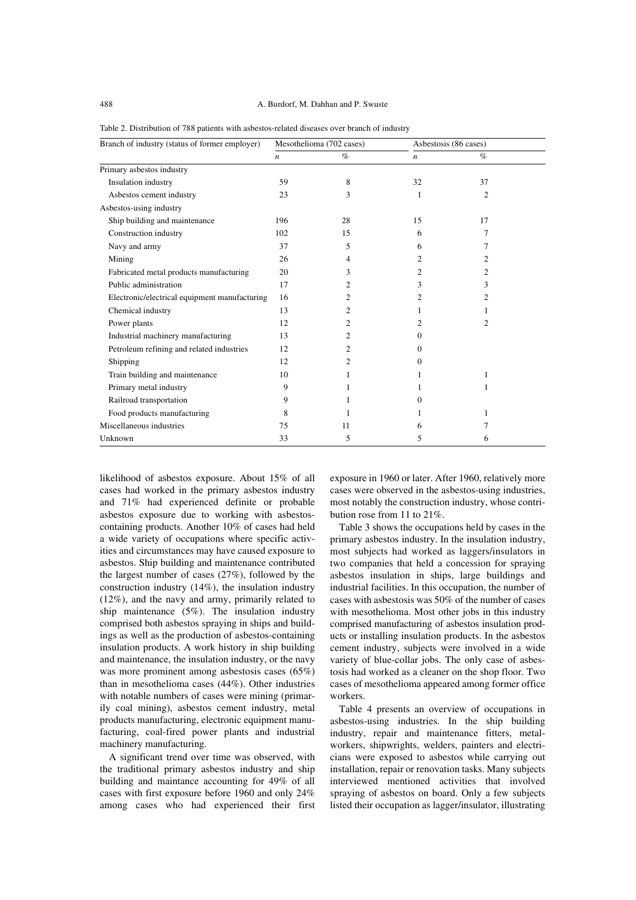Table 2. Distribution of 788 patients with asbestos-related diseases over branch of industry

| Branch of industry (status of former employer) | Mesothelioma (702 cases) | | Asbestosis (86 cases) | |
|---|---|---|---|---|
| | *n* | % | *n* | % |
| Primary asbestos industry | | | | |
| Insulation industry | 59 | 8 | 32 | 37 |
| Asbestos cement industry | 23 | 3 | 1 | 2 |
| Asbestos-using industry | | | | |
| Ship building and maintenance | 196 | 28 | 15 | 17 |
| Construction industry | 102 | 15 | 6 | 7 |
| Navy and army | 37 | 5 | 6 | 7 |
| Mining | 26 | 4 | 2 | 2 |
| Fabricated metal products manufacturing | 20 | 3 | 2 | 2 |
| Public administration | 17 | 2 | 3 | 3 |
| Electronic/electrical equipment manufacturing | 16 | 2 | 2 | 2 |
| Chemical industry | 13 | 2 | 1 | 1 |
| Power plants | 12 | 2 | 2 | 2 |
| Industrial machinery manufacturing | 13 | 2 | 0 | |
| Petroleum refining and related industries | 12 | 2 | 0 | |
| Shipping | 12 | 2 | 0 | |
| Train building and maintenance | 10 | 1 | 1 | 1 |
| Primary metal industry | 9 | 1 | 1 | 1 |
| Railroad transportation | 9 | 1 | 0 | |
| Food products manufacturing | 8 | 1 | 1 | 1 |
| Miscellaneous industries | 75 | 11 | 6 | 7 |
| Unknown | 33 | 5 | 5 | 6 |

likelihood of asbestos exposure. About 15% of all cases had worked in the primary asbestos industry and 71% had experienced definite or probable asbestos exposure due to working with asbestos-containing products. Another 10% of cases had held a wide variety of occupations where specific activities and circumstances may have caused exposure to asbestos. Ship building and maintenance contributed the largest number of cases (27%), followed by the construction industry (14%), the insulation industry (12%), and the navy and army, primarily related to ship maintenance (5%). The insulation industry comprised both asbestos spraying in ships and buildings as well as the production of asbestos-containing insulation products. A work history in ship building and maintenance, the insulation industry, or the navy was more prominent among asbestosis cases (65%) than in mesothelioma cases (44%). Other industries with notable numbers of cases were mining (primarily coal mining), asbestos cement industry, metal products manufacturing, electronic equipment manufacturing, coal-fired power plants and industrial machinery manufacturing.

A significant trend over time was observed, with the traditional primary asbestos industry and ship building and maintance accounting for 49% of all cases with first exposure before 1960 and only 24% among cases who had experienced their first exposure in 1960 or later. After 1960, relatively more cases were observed in the asbestos-using industries, most notably the construction industry, whose contribution rose from 11 to 21%.

Table 3 shows the occupations held by cases in the primary asbestos industry. In the insulation industry, most subjects had worked as laggers/insulators in two companies that held a concession for spraying asbestos insulation in ships, large buildings and industrial facilities. In this occupation, the number of cases with asbestosis was 50% of the number of cases with mesothelioma. Most other jobs in this industry comprised manufacturing of asbestos insulation products or installing insulation products. In the asbestos cement industry, subjects were involved in a wide variety of blue-collar jobs. The only case of asbestosis had worked as a cleaner on the shop floor. Two cases of mesothelioma appeared among former office workers.

Table 4 presents an overview of occupations in asbestos-using industries. In the ship building industry, repair and maintenance fitters, metalworkers, shipwrights, welders, painters and electricians were exposed to asbestos while carrying out installation, repair or renovation tasks. Many subjects interviewed mentioned activities that involved spraying of asbestos on board. Only a few subjects listed their occupation as lagger/insulator, illustrating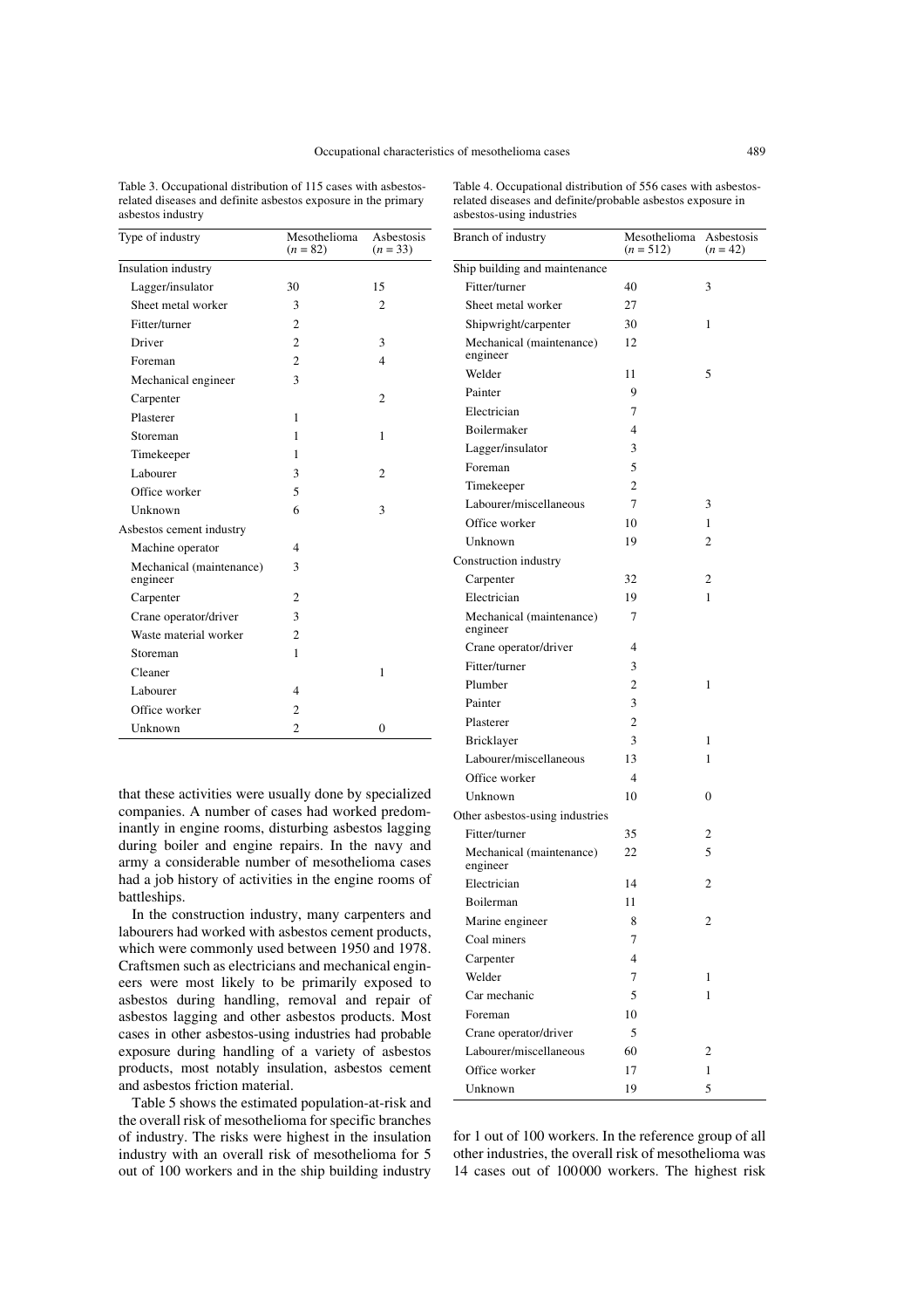Table 3. Occupational distribution of 115 cases with asbestos-related diseases and definite asbestos exposure in the primary asbestos industry

| Type of industry | Mesothelioma ($n$ = 82) | Asbestosis ($n$ = 33) |
|---|---|---|
| Insulation industry | | |
| Lagger/insulator | 30 | 15 |
| Sheet metal worker | 3 | 2 |
| Fitter/turner | 2 | |
| Driver | 2 | 3 |
| Foreman | 2 | 4 |
| Mechanical engineer | 3 | |
| Carpenter | | 2 |
| Plasterer | 1 | |
| Storeman | 1 | 1 |
| Timekeeper | 1 | |
| Labourer | 3 | 2 |
| Office worker | 5 | |
| Unknown | 6 | 3 |
| Asbestos cement industry | | |
| Machine operator | 4 | |
| Mechanical (maintenance) engineer | 3 | |
| Carpenter | 2 | |
| Crane operator/driver | 3 | |
| Waste material worker | 2 | |
| Storeman | 1 | |
| Cleaner | | 1 |
| Labourer | 4 | |
| Office worker | 2 | |
| Unknown | 2 | 0 |

Table 4. Occupational distribution of 556 cases with asbestos-related diseases and definite/probable asbestos exposure in asbestos-using industries

| Branch of industry | Mesothelioma ($n$ = 512) | Asbestosis ($n$ = 42) |
|---|---|---|
| Ship building and maintenance | | |
| Fitter/turner | 40 | 3 |
| Sheet metal worker | 27 | |
| Shipwright/carpenter | 30 | 1 |
| Mechanical (maintenance) engineer | 12 | |
| Welder | 11 | 5 |
| Painter | 9 | |
| Electrician | 7 | |
| Boilermaker | 4 | |
| Lagger/insulator | 3 | |
| Foreman | 5 | |
| Timekeeper | 2 | |
| Labourer/miscellaneous | 7 | 3 |
| Office worker | 10 | 1 |
| Unknown | 19 | 2 |
| Construction industry | | |
| Carpenter | 32 | 2 |
| Electrician | 19 | 1 |
| Mechanical (maintenance) engineer | 7 | |
| Crane operator/driver | 4 | |
| Fitter/turner | 3 | |
| Plumber | 2 | 1 |
| Painter | 3 | |
| Plasterer | 2 | |
| Bricklayer | 3 | 1 |
| Labourer/miscellaneous | 13 | 1 |
| Office worker | 4 | |
| Unknown | 10 | 0 |
| Other asbestos-using industries | | |
| Fitter/turner | 35 | 2 |
| Mechanical (maintenance) engineer | 22 | 5 |
| Electrician | 14 | 2 |
| Boilerman | 11 | |
| Marine engineer | 8 | 2 |
| Coal miners | 7 | |
| Carpenter | 4 | |
| Welder | 7 | 1 |
| Car mechanic | 5 | 1 |
| Foreman | 10 | |
| Crane operator/driver | 5 | |
| Labourer/miscellaneous | 60 | 2 |
| Office worker | 17 | 1 |
| Unknown | 19 | 5 |

that these activities were usually done by specialized companies. A number of cases had worked predominantly in engine rooms, disturbing asbestos lagging during boiler and engine repairs. In the navy and army a considerable number of mesothelioma cases had a job history of activities in the engine rooms of battleships.

In the construction industry, many carpenters and labourers had worked with asbestos cement products, which were commonly used between 1950 and 1978. Craftsmen such as electricians and mechanical engineers were most likely to be primarily exposed to asbestos during handling, removal and repair of asbestos lagging and other asbestos products. Most cases in other asbestos-using industries had probable exposure during handling of a variety of asbestos products, most notably insulation, asbestos cement and asbestos friction material.

Table 5 shows the estimated population-at-risk and the overall risk of mesothelioma for specific branches of industry. The risks were highest in the insulation industry with an overall risk of mesothelioma for 5 out of 100 workers and in the ship building industry for 1 out of 100 workers. In the reference group of all other industries, the overall risk of mesothelioma was 14 cases out of 100000 workers. The highest risk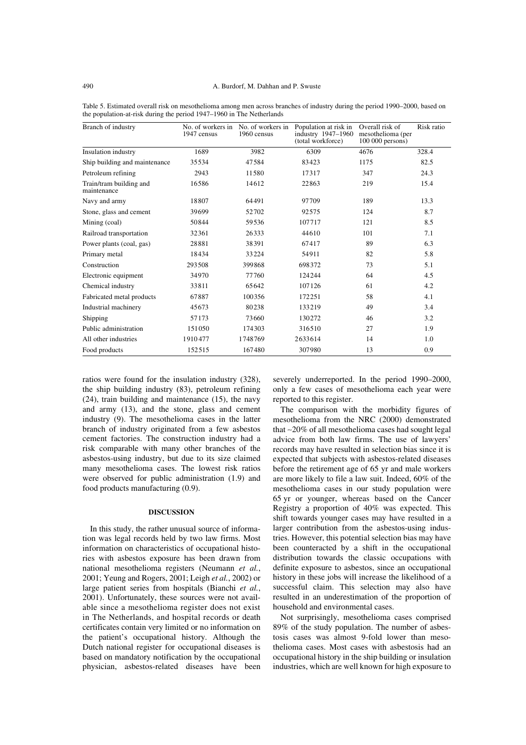Table 5. Estimated overall risk on mesothelioma among men across branches of industry during the period 1990–2000, based on the population-at-risk during the period 1947–1960 in The Netherlands

| Branch of industry | No. of workers in 1947 census | No. of workers in 1960 census | Population at risk in industry 1947–1960 (total workforce) | Overall risk of mesothelioma (per 100 000 persons) | Risk ratio |
|---|---|---|---|---|---|
| Insulation industry | 1689 | 3982 | 6309 | 4676 | 328.4 |
| Ship building and maintenance | 35534 | 47584 | 83423 | 1175 | 82.5 |
| Petroleum refining | 2943 | 11580 | 17317 | 347 | 24.3 |
| Train/tram building and maintenance | 16586 | 14612 | 22863 | 219 | 15.4 |
| Navy and army | 18807 | 64491 | 97709 | 189 | 13.3 |
| Stone, glass and cement | 39699 | 52702 | 92575 | 124 | 8.7 |
| Mining (coal) | 50844 | 59536 | 107717 | 121 | 8.5 |
| Railroad transportation | 32361 | 26333 | 44610 | 101 | 7.1 |
| Power plants (coal, gas) | 28881 | 38391 | 67417 | 89 | 6.3 |
| Primary metal | 18434 | 33224 | 54911 | 82 | 5.8 |
| Construction | 293508 | 399868 | 698372 | 73 | 5.1 |
| Electronic equipment | 34970 | 77760 | 124244 | 64 | 4.5 |
| Chemical industry | 33811 | 65642 | 107126 | 61 | 4.2 |
| Fabricated metal products | 67887 | 100356 | 172251 | 58 | 4.1 |
| Industrial machinery | 45673 | 80238 | 133219 | 49 | 3.4 |
| Shipping | 57173 | 73660 | 130272 | 46 | 3.2 |
| Public administration | 151050 | 174303 | 316510 | 27 | 1.9 |
| All other industries | 1910477 | 1748769 | 2633614 | 14 | 1.0 |
| Food products | 152515 | 167480 | 307980 | 13 | 0.9 |

ratios were found for the insulation industry (328), the ship building industry (83), petroleum refining (24), train building and maintenance (15), the navy and army (13), and the stone, glass and cement industry (9). The mesothelioma cases in the latter branch of industry originated from a few asbestos cement factories. The construction industry had a risk comparable with many other branches of the asbestos-using industry, but due to its size claimed many mesothelioma cases. The lowest risk ratios were observed for public administration (1.9) and food products manufacturing (0.9).

## DISCUSSION

In this study, the rather unusual source of information was legal records held by two law firms. Most information on characteristics of occupational histories with asbestos exposure has been drawn from national mesothelioma registers (Neumann *et al.*, 2001; Yeung and Rogers, 2001; Leigh *et al.*, 2002) or large patient series from hospitals (Bianchi *et al.*, 2001). Unfortunately, these sources were not available since a mesothelioma register does not exist in The Netherlands, and hospital records or death certificates contain very limited or no information on the patient's occupational history. Although the Dutch national register for occupational diseases is based on mandatory notification by the occupational physician, asbestos-related diseases have been severely underreported. In the period 1990–2000, only a few cases of mesothelioma each year were reported to this register.

The comparison with the morbidity figures of mesothelioma from the NRC (2000) demonstrated that ~20% of all mesothelioma cases had sought legal advice from both law firms. The use of lawyers' records may have resulted in selection bias since it is expected that subjects with asbestos-related diseases before the retirement age of 65 yr and male workers are more likely to file a law suit. Indeed, 60% of the mesothelioma cases in our study population were 65 yr or younger, whereas based on the Cancer Registry a proportion of 40% was expected. This shift towards younger cases may have resulted in a larger contribution from the asbestos-using industries. However, this potential selection bias may have been counteracted by a shift in the occupational distribution towards the classic occupations with definite exposure to asbestos, since an occupational history in these jobs will increase the likelihood of a successful claim. This selection may also have resulted in an underestimation of the proportion of household and environmental cases.

Not surprisingly, mesothelioma cases comprised 89% of the study population. The number of asbestosis cases was almost 9-fold lower than mesothelioma cases. Most cases with asbestosis had an occupational history in the ship building or insulation industries, which are well known for high exposure to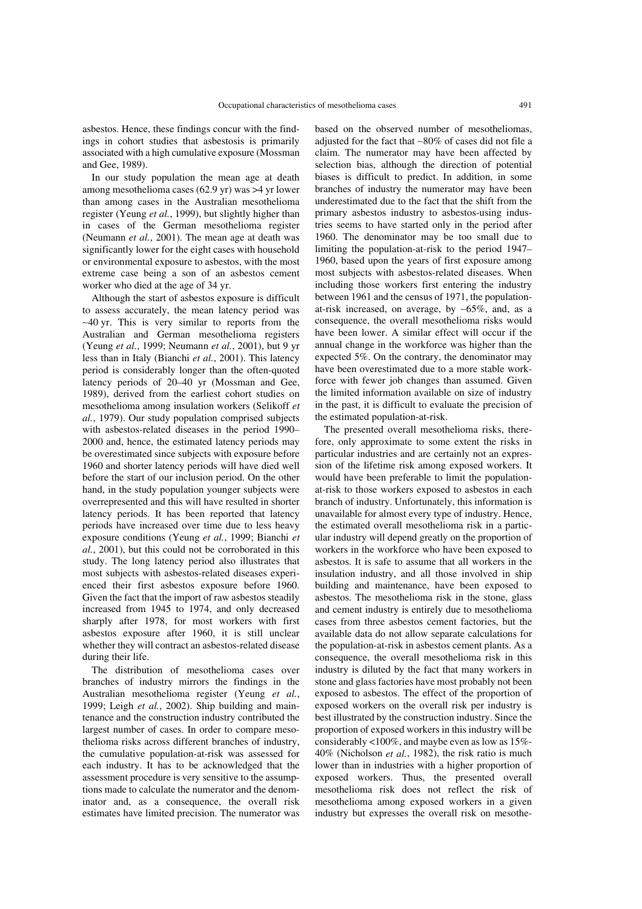asbestos. Hence, these findings concur with the findings in cohort studies that asbestosis is primarily associated with a high cumulative exposure (Mossman and Gee, 1989).

In our study population the mean age at death among mesothelioma cases (62.9 yr) was >4 yr lower than among cases in the Australian mesothelioma register (Yeung *et al.*, 1999), but slightly higher than in cases of the German mesothelioma register (Neumann *et al.*, 2001). The mean age at death was significantly lower for the eight cases with household or environmental exposure to asbestos, with the most extreme case being a son of an asbestos cement worker who died at the age of 34 yr.

Although the start of asbestos exposure is difficult to assess accurately, the mean latency period was ~40 yr. This is very similar to reports from the Australian and German mesothelioma registers (Yeung *et al.*, 1999; Neumann *et al.*, 2001), but 9 yr less than in Italy (Bianchi *et al.*, 2001). This latency period is considerably longer than the often-quoted latency periods of 20–40 yr (Mossman and Gee, 1989), derived from the earliest cohort studies on mesothelioma among insulation workers (Selikoff *et al.*, 1979). Our study population comprised subjects with asbestos-related diseases in the period 1990–2000 and, hence, the estimated latency periods may be overestimated since subjects with exposure before 1960 and shorter latency periods will have died well before the start of our inclusion period. On the other hand, in the study population younger subjects were overrepresented and this will have resulted in shorter latency periods. It has been reported that latency periods have increased over time due to less heavy exposure conditions (Yeung *et al.*, 1999; Bianchi *et al.*, 2001), but this could not be corroborated in this study. The long latency period also illustrates that most subjects with asbestos-related diseases experienced their first asbestos exposure before 1960. Given the fact that the import of raw asbestos steadily increased from 1945 to 1974, and only decreased sharply after 1978, for most workers with first asbestos exposure after 1960, it is still unclear whether they will contract an asbestos-related disease during their life.

The distribution of mesothelioma cases over branches of industry mirrors the findings in the Australian mesothelioma register (Yeung *et al.*, 1999; Leigh *et al.*, 2002). Ship building and maintenance and the construction industry contributed the largest number of cases. In order to compare mesothelioma risks across different branches of industry, the cumulative population-at-risk was assessed for each industry. It has to be acknowledged that the assessment procedure is very sensitive to the assumptions made to calculate the numerator and the denominator and, as a consequence, the overall risk estimates have limited precision. The numerator was based on the observed number of mesotheliomas, adjusted for the fact that ~80% of cases did not file a claim. The numerator may have been affected by selection bias, although the direction of potential biases is difficult to predict. In addition, in some branches of industry the numerator may have been underestimated due to the fact that the shift from the primary asbestos industry to asbestos-using industries seems to have started only in the period after 1960. The denominator may be too small due to limiting the population-at-risk to the period 1947–1960, based upon the years of first exposure among most subjects with asbestos-related diseases. When including those workers first entering the industry between 1961 and the census of 1971, the population-at-risk increased, on average, by ~65%, and, as a consequence, the overall mesothelioma risks would have been lower. A similar effect will occur if the annual change in the workforce was higher than the expected 5%. On the contrary, the denominator may have been overestimated due to a more stable workforce with fewer job changes than assumed. Given the limited information available on size of industry in the past, it is difficult to evaluate the precision of the estimated population-at-risk.

The presented overall mesothelioma risks, therefore, only approximate to some extent the risks in particular industries and are certainly not an expression of the lifetime risk among exposed workers. It would have been preferable to limit the population-at-risk to those workers exposed to asbestos in each branch of industry. Unfortunately, this information is unavailable for almost every type of industry. Hence, the estimated overall mesothelioma risk in a particular industry will depend greatly on the proportion of workers in the workforce who have been exposed to asbestos. It is safe to assume that all workers in the insulation industry, and all those involved in ship building and maintenance, have been exposed to asbestos. The mesothelioma risk in the stone, glass and cement industry is entirely due to mesothelioma cases from three asbestos cement factories, but the available data do not allow separate calculations for the population-at-risk in asbestos cement plants. As a consequence, the overall mesothelioma risk in this industry is diluted by the fact that many workers in stone and glass factories have most probably not been exposed to asbestos. The effect of the proportion of exposed workers on the overall risk per industry is best illustrated by the construction industry. Since the proportion of exposed workers in this industry will be considerably <100%, and maybe even as low as 15%-40% (Nicholson *et al.*, 1982), the risk ratio is much lower than in industries with a higher proportion of exposed workers. Thus, the presented overall mesothelioma risk does not reflect the risk of mesothelioma among exposed workers in a given industry but expresses the overall risk on mesothe-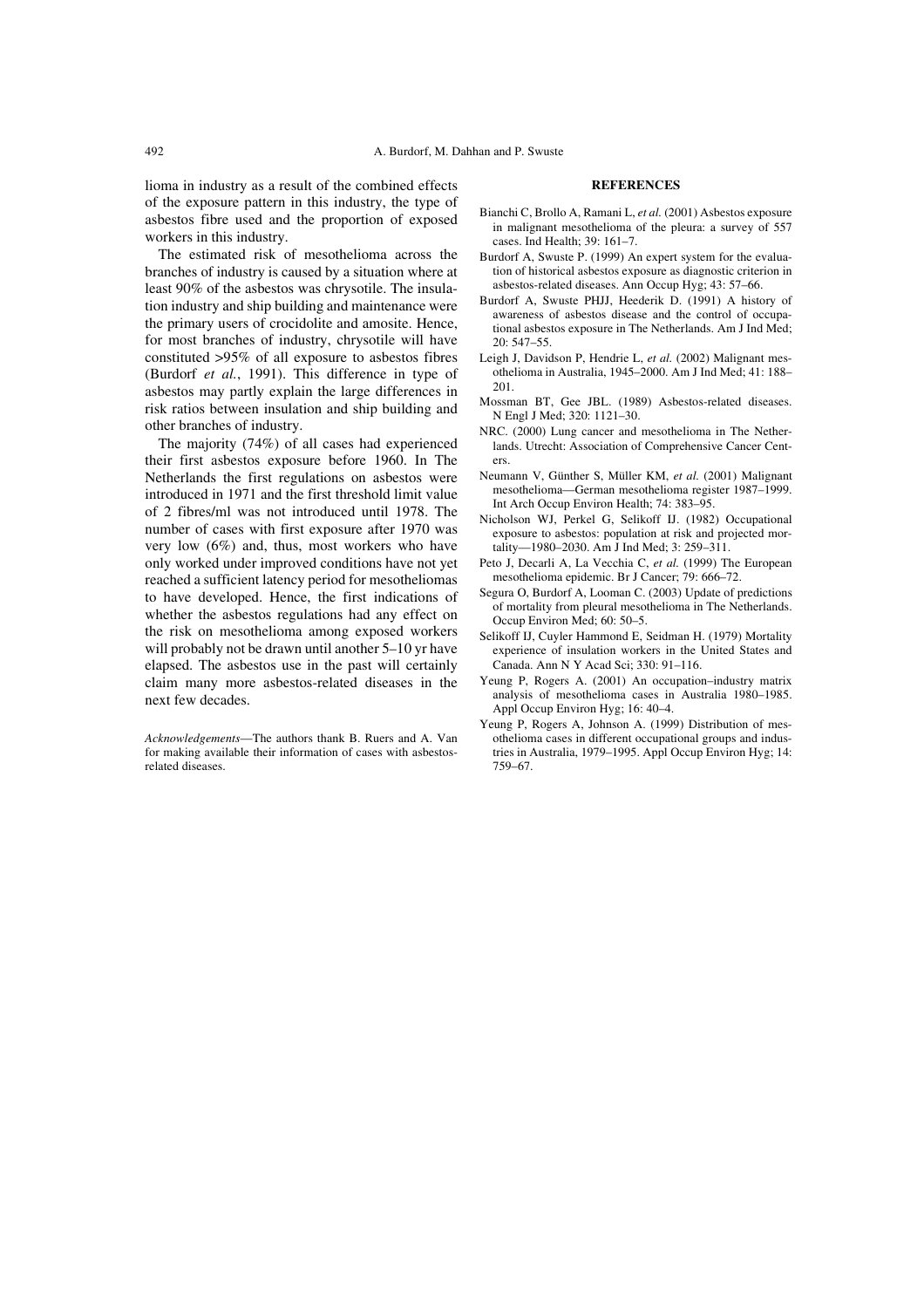lioma in industry as a result of the combined effects of the exposure pattern in this industry, the type of asbestos fibre used and the proportion of exposed workers in this industry.

The estimated risk of mesothelioma across the branches of industry is caused by a situation where at least 90% of the asbestos was chrysotile. The insulation industry and ship building and maintenance were the primary users of crocidolite and amosite. Hence, for most branches of industry, chrysotile will have constituted >95% of all exposure to asbestos fibres (Burdorf *et al.*, 1991). This difference in type of asbestos may partly explain the large differences in risk ratios between insulation and ship building and other branches of industry.

The majority (74%) of all cases had experienced their first asbestos exposure before 1960. In The Netherlands the first regulations on asbestos were introduced in 1971 and the first threshold limit value of 2 fibres/ml was not introduced until 1978. The number of cases with first exposure after 1970 was very low (6%) and, thus, most workers who have only worked under improved conditions have not yet reached a sufficient latency period for mesotheliomas to have developed. Hence, the first indications of whether the asbestos regulations had any effect on the risk on mesothelioma among exposed workers will probably not be drawn until another 5–10 yr have elapsed. The asbestos use in the past will certainly claim many more asbestos-related diseases in the next few decades.

*Acknowledgements*—The authors thank B. Ruers and A. Van for making available their information of cases with asbestos-related diseases.

## REFERENCES

Bianchi C, Brollo A, Ramani L, *et al.* (2001) Asbestos exposure in malignant mesothelioma of the pleura: a survey of 557 cases. Ind Health; 39: 161–7.

Burdorf A, Swuste P. (1999) An expert system for the evaluation of historical asbestos exposure as diagnostic criterion in asbestos-related diseases. Ann Occup Hyg; 43: 57–66.

Burdorf A, Swuste PHJJ, Heederik D. (1991) A history of awareness of asbestos disease and the control of occupational asbestos exposure in The Netherlands. Am J Ind Med; 20: 547–55.

Leigh J, Davidson P, Hendrie L, *et al.* (2002) Malignant mesothelioma in Australia, 1945–2000. Am J Ind Med; 41: 188–201.

Mossman BT, Gee JBL. (1989) Asbestos-related diseases. N Engl J Med; 320: 1121–30.

NRC. (2000) Lung cancer and mesothelioma in The Netherlands. Utrecht: Association of Comprehensive Cancer Centers.

Neumann V, Günther S, Müller KM, *et al.* (2001) Malignant mesothelioma—German mesothelioma register 1987–1999. Int Arch Occup Environ Health; 74: 383–95.

Nicholson WJ, Perkel G, Selikoff IJ. (1982) Occupational exposure to asbestos: population at risk and projected mortality—1980–2030. Am J Ind Med; 3: 259–311.

Peto J, Decarli A, La Vecchia C, *et al.* (1999) The European mesothelioma epidemic. Br J Cancer; 79: 666–72.

Segura O, Burdorf A, Looman C. (2003) Update of predictions of mortality from pleural mesothelioma in The Netherlands. Occup Environ Med; 60: 50–5.

Selikoff IJ, Cuyler Hammond E, Seidman H. (1979) Mortality experience of insulation workers in the United States and Canada. Ann N Y Acad Sci; 330: 91–116.

Yeung P, Rogers A. (2001) An occupation–industry matrix analysis of mesothelioma cases in Australia 1980–1985. Appl Occup Environ Hyg; 16: 40–4.

Yeung P, Rogers A, Johnson A. (1999) Distribution of mesothelioma cases in different occupational groups and industries in Australia, 1979–1995. Appl Occup Environ Hyg; 14: 759–67.